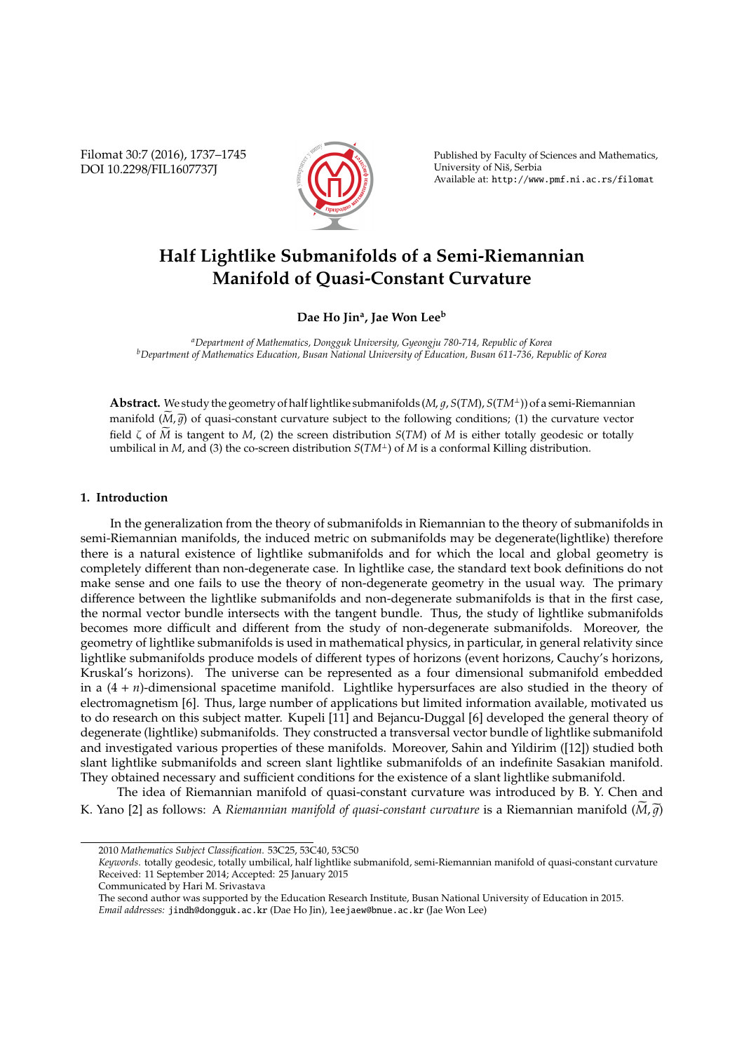# Half Lightlike Submanifolds of a Semi-Riemannian Manifold of Quasi-Constant Curvature

**Dae Ho Jin[a], Jae Won Lee[b]**

[a]*Department of Mathematics, Dongguk University, Gyeongju 780-714, Republic of Korea*
[b]*Department of Mathematics Education, Busan National University of Education, Busan 611-736, Republic of Korea*

**Abstract.** We study the geometry of half lightlike submanifolds $(M, g, S(TM), S(TM^{\perp}))$ of a semi-Riemannian manifold $(\widetilde{M}, \widetilde{g})$ of quasi-constant curvature subject to the following conditions; (1) the curvature vector field $\zeta$ of $\widetilde{M}$ is tangent to $M$, (2) the screen distribution $S(TM)$ of $M$ is either totally geodesic or totally umbilical in $M$, and (3) the co-screen distribution $S(TM^{\perp})$ of $M$ is a conformal Killing distribution.

## 1. Introduction

In the generalization from the theory of submanifolds in Riemannian to the theory of submanifolds in semi-Riemannian manifolds, the induced metric on submanifolds may be degenerate(lightlike) therefore there is a natural existence of lightlike submanifolds and for which the local and global geometry is completely different than non-degenerate case. In lightlike case, the standard text book definitions do not make sense and one fails to use the theory of non-degenerate geometry in the usual way. The primary difference between the lightlike submanifolds and non-degenerate submanifolds is that in the first case, the normal vector bundle intersects with the tangent bundle. Thus, the study of lightlike submanifolds becomes more difficult and different from the study of non-degenerate submanifolds. Moreover, the geometry of lightlike submanifolds is used in mathematical physics, in particular, in general relativity since lightlike submanifolds produce models of different types of horizons (event horizons, Cauchy's horizons, Kruskal's horizons). The universe can be represented as a four dimensional submanifold embedded in a $(4 + n)$-dimensional spacetime manifold. Lightlike hypersurfaces are also studied in the theory of electromagnetism [6]. Thus, large number of applications but limited information available, motivated us to do research on this subject matter. Kupeli [11] and Bejancu-Duggal [6] developed the general theory of degenerate (lightlike) submanifolds. They constructed a transversal vector bundle of lightlike submanifold and investigated various properties of these manifolds. Moreover, Sahin and Yildirim ([12]) studied both slant lightlike submanifolds and screen slant lightlike submanifolds of an indefinite Sasakian manifold. They obtained necessary and sufficient conditions for the existence of a slant lightlike submanifold.

The idea of Riemannian manifold of quasi-constant curvature was introduced by B. Y. Chen and K. Yano [2] as follows: A *Riemannian manifold of quasi-constant curvature* is a Riemannian manifold $(\widetilde{M}, \widetilde{g})$

---

2010 *Mathematics Subject Classification.* 53C25, 53C40, 53C50

*Keywords.* totally geodesic, totally umbilical, half lightlike submanifold, semi-Riemannian manifold of quasi-constant curvature

Received: 11 September 2014; Accepted: 25 January 2015

Communicated by Hari M. Srivastava

The second author was supported by the Education Research Institute, Busan National University of Education in 2015.

*Email addresses:* jindh@dongguk.ac.kr (Dae Ho Jin), leejaew@bnue.ac.kr (Jae Won Lee)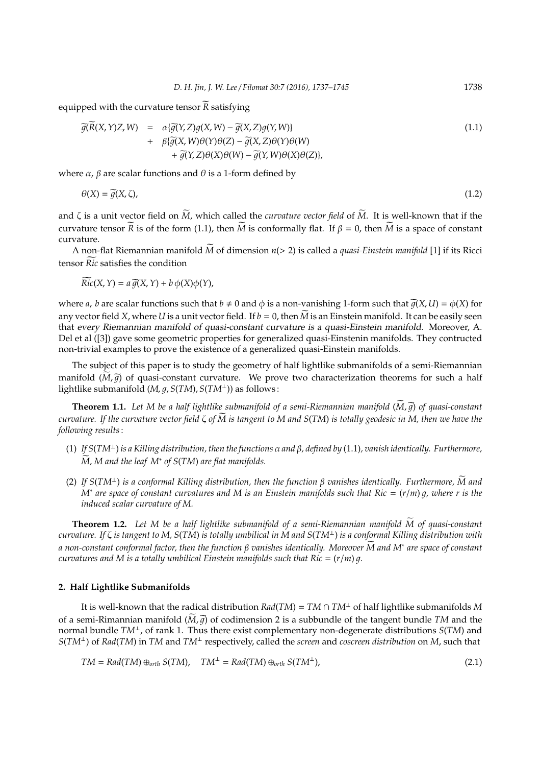equipped with the curvature tensor $\widetilde{R}$ satisfying

$$
\begin{aligned}
\widetilde{g}(\widetilde{R}(X,Y)Z,W) &= \alpha\{\widetilde{g}(Y,Z)g(X,W) - \widetilde{g}(X,Z)g(Y,W)\} \\
&+ \beta\{\widetilde{g}(X,W)\theta(Y)\theta(Z) - \widetilde{g}(X,Z)\theta(Y)\theta(W) \\
&\quad + \widetilde{g}(Y,Z)\theta(X)\theta(W) - \widetilde{g}(Y,W)\theta(X)\theta(Z)\},
\end{aligned} \tag{1.1}
$$

where $\alpha$, $\beta$ are scalar functions and $\theta$ is a 1-form defined by

$$\theta(X) = \widetilde{g}(X,\zeta), \tag{1.2}$$

and $\zeta$ is a unit vector field on $\widetilde{M}$, which called the *curvature vector field* of $\widetilde{M}$. It is well-known that if the curvature tensor $\widetilde{R}$ is of the form (1.1), then $\widetilde{M}$ is conformally flat. If $\beta = 0$, then $\widetilde{M}$ is a space of constant curvature.

A non-flat Riemannian manifold $\widetilde{M}$ of dimension $n(> 2)$ is called a *quasi-Einstein manifold* [1] if its Ricci tensor $\widetilde{Ric}$ satisfies the condition

$$\widetilde{Ric}(X,Y) = a\,\widetilde{g}(X,Y) + b\,\phi(X)\phi(Y),$$

where $a$, $b$ are scalar functions such that $b \neq 0$ and $\phi$ is a non-vanishing 1-form such that $\widetilde{g}(X,U) = \phi(X)$ for any vector field $X$, where $U$ is a unit vector field. If $b = 0$, then $\widetilde{M}$ is an Einstein manifold. It can be easily seen that every Riemannian manifold of quasi-constant curvature is a quasi-Einstein manifold. Moreover, A. Del et al ([3]) gave some geometric properties for generalized quasi-Einstenin manifolds. They contructed non-trivial examples to prove the existence of a generalized quasi-Einstein manifolds.

The subject of this paper is to study the geometry of half lightlike submanifolds of a semi-Riemannian manifold $(\widetilde{M},\widetilde{g})$ of quasi-constant curvature. We prove two characterization theorems for such a half lightlike submanifold $(M, g, S(TM), S(TM^{\perp}))$ as follows:

**Theorem 1.1.** *Let $M$ be a half lightlike submanifold of a semi-Riemannian manifold $(\widetilde{M},\widetilde{g})$ of quasi-constant curvature. If the curvature vector field $\zeta$ of $\widetilde{M}$ is tangent to $M$ and $S(TM)$ is totally geodesic in $M$, then we have the following results:*

1. *If $S(TM^{\perp})$ is a Killing distribution, then the functions $\alpha$ and $\beta$, defined by (1.1), vanish identically. Furthermore, $\widetilde{M}$, $M$ and the leaf $M^*$ of $S(TM)$ are flat manifolds.*
2. *If $S(TM^{\perp})$ is a conformal Killing distribution, then the function $\beta$ vanishes identically. Furthermore, $\widetilde{M}$ and $M^*$ are space of constant curvatures and $M$ is an Einstein manifolds such that $Ric = (r/m)\,g$, where $r$ is the induced scalar curvature of $M$.*

**Theorem 1.2.** *Let $M$ be a half lightlike submanifold of a semi-Riemannian manifold $\widetilde{M}$ of quasi-constant curvature. If $\zeta$ is tangent to $M$, $S(TM)$ is totally umbilical in $M$ and $S(TM^{\perp})$ is a conformal Killing distribution with a non-constant conformal factor, then the function $\beta$ vanishes identically. Moreover $\widetilde{M}$ and $M^*$ are space of constant curvatures and $M$ is a totally umbilical Einstein manifolds such that $Ric = (r/m)\,g$.*

## 2. Half Lightlike Submanifolds

It is well-known that the radical distribution $Rad(TM) = TM \cap TM^{\perp}$ of half lightlike submanifolds $M$ of a semi-Rimannian manifold $(\widetilde{M},\widetilde{g})$ of codimension 2 is a subbundle of the tangent bundle $TM$ and the normal bundle $TM^{\perp}$, of rank 1. Thus there exist complementary non-degenerate distributions $S(TM)$ and $S(TM^{\perp})$ of $Rad(TM)$ in $TM$ and $TM^{\perp}$ respectively, called the *screen* and *coscreen distribution* on $M$, such that

$$TM = Rad(TM) \oplus_{orth} S(TM), \quad TM^{\perp} = Rad(TM) \oplus_{orth} S(TM^{\perp}), \tag{2.1}$$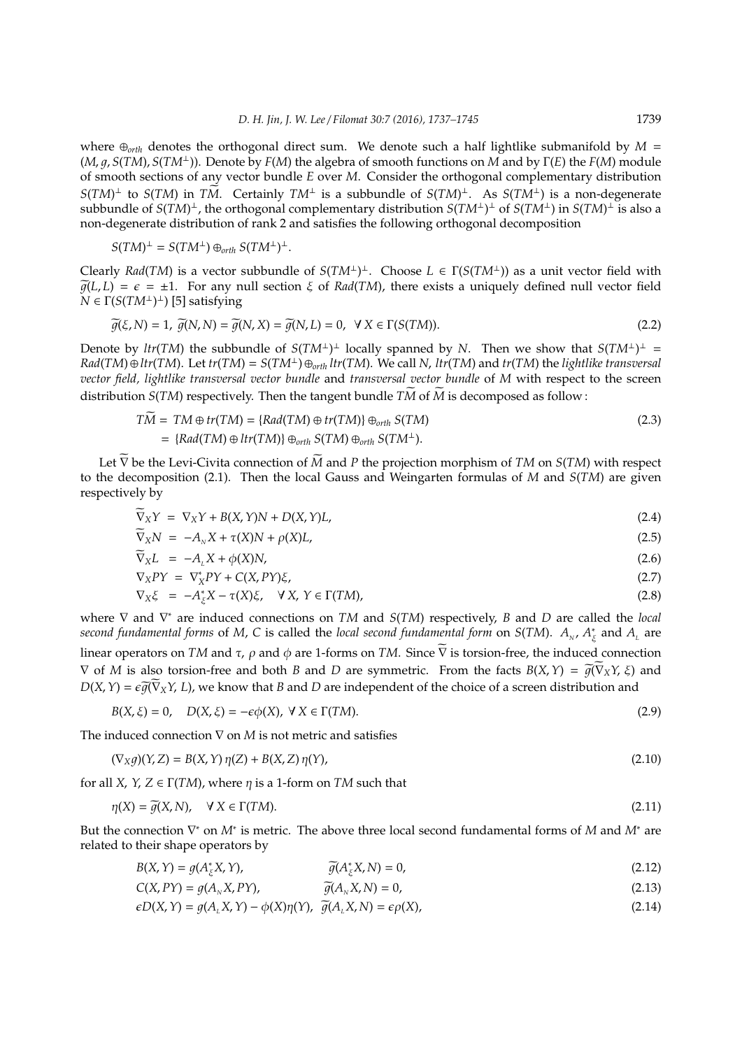where $\oplus_{orth}$ denotes the orthogonal direct sum. We denote such a half lightlike submanifold by $M = (M, g, S(TM), S(TM^{\perp}))$. Denote by $F(M)$ the algebra of smooth functions on $M$ and by $\Gamma(E)$ the $F(M)$ module of smooth sections of any vector bundle $E$ over $M$. Consider the orthogonal complementary distribution $S(TM)^{\perp}$ to $S(TM)$ in $T\widetilde{M}$. Certainly $TM^{\perp}$ is a subbundle of $S(TM)^{\perp}$. As $S(TM^{\perp})$ is a non-degenerate subbundle of $S(TM)^{\perp}$, the orthogonal complementary distribution $S(TM^{\perp})^{\perp}$ of $S(TM^{\perp})$ in $S(TM)^{\perp}$ is also a non-degenerate distribution of rank 2 and satisfies the following orthogonal decomposition

$$S(TM)^{\perp} = S(TM^{\perp}) \oplus_{orth} S(TM^{\perp})^{\perp}.$$

Clearly $Rad(TM)$ is a vector subbundle of $S(TM^{\perp})^{\perp}$. Choose $L \in \Gamma(S(TM^{\perp}))$ as a unit vector field with $\widetilde{g}(L, L) = \epsilon = \pm 1$. For any null section $\xi$ of $Rad(TM)$, there exists a uniquely defined null vector field $N \in \Gamma(S(TM^{\perp})^{\perp})$ [5] satisfying

$$\widetilde{g}(\xi, N) = 1, \ \widetilde{g}(N, N) = \widetilde{g}(N, X) = \widetilde{g}(N, L) = 0, \ \ \forall\, X \in \Gamma(S(TM)). \tag{2.2}$$

Denote by $ltr(TM)$ the subbundle of $S(TM^{\perp})^{\perp}$ locally spanned by $N$. Then we show that $S(TM^{\perp})^{\perp} = Rad(TM) \oplus ltr(TM)$. Let $tr(TM) = S(TM^{\perp}) \oplus_{orth} ltr(TM)$. We call $N$, $ltr(TM)$ and $tr(TM)$ the *lightlike transversal vector field, lightlike transversal vector bundle* and *transversal vector bundle* of $M$ with respect to the screen distribution $S(TM)$ respectively. Then the tangent bundle $T\widetilde{M}$ of $\widetilde{M}$ is decomposed as follow :

$$\begin{aligned} T\widetilde{M} &= TM \oplus tr(TM) = \{Rad(TM) \oplus tr(TM)\} \oplus_{orth} S(TM) \\ &= \{Rad(TM) \oplus ltr(TM)\} \oplus_{orth} S(TM) \oplus_{orth} S(TM^{\perp}). \end{aligned} \tag{2.3}$$

Let $\widetilde{\nabla}$ be the Levi-Civita connection of $\widetilde{M}$ and $P$ the projection morphism of $TM$ on $S(TM)$ with respect to the decomposition (2.1). Then the local Gauss and Weingarten formulas of $M$ and $S(TM)$ are given respectively by

$$\widetilde{\nabla}_X Y = \nabla_X Y + B(X, Y)N + D(X, Y)L, \tag{2.4}$$

$$\widetilde{\nabla}_X N = -A_{N} X + \tau(X)N + \rho(X)L, \tag{2.5}$$

$$\widetilde{\nabla}_X L = -A_{L} X + \phi(X)N, \tag{2.6}$$

$$\nabla_X PY = \nabla^{*}_X PY + C(X, PY)\xi, \tag{2.7}$$

$$\nabla_X \xi = -A^{*}_{\xi} X - \tau(X)\xi, \quad \forall\, X, \ Y \in \Gamma(TM), \tag{2.8}$$

where $\nabla$ and $\nabla^{*}$ are induced connections on $TM$ and $S(TM)$ respectively, $B$ and $D$ are called the *local second fundamental forms* of $M$, $C$ is called the *local second fundamental form* on $S(TM)$. $A_{N}$, $A^{*}_{\xi}$ and $A_{L}$ are linear operators on $TM$ and $\tau$, $\rho$ and $\phi$ are 1-forms on $TM$. Since $\widetilde{\nabla}$ is torsion-free, the induced connection $\nabla$ of $M$ is also torsion-free and both $B$ and $D$ are symmetric. From the facts $B(X, Y) = \widetilde{g}(\widetilde{\nabla}_X Y, \xi)$ and $D(X, Y) = \epsilon\widetilde{g}(\widetilde{\nabla}_X Y, L)$, we know that $B$ and $D$ are independent of the choice of a screen distribution and

$$B(X, \xi) = 0, \quad D(X, \xi) = -\epsilon\phi(X), \ \forall\, X \in \Gamma(TM). \tag{2.9}$$

The induced connection $\nabla$ on $M$ is not metric and satisfies

$$(\nabla_X g)(Y, Z) = B(X, Y)\,\eta(Z) + B(X, Z)\,\eta(Y), \tag{2.10}$$

for all $X, \ Y, \ Z \in \Gamma(TM)$, where $\eta$ is a 1-form on $TM$ such that

$$\eta(X) = \widetilde{g}(X, N), \quad \forall\, X \in \Gamma(TM). \tag{2.11}$$

But the connection $\nabla^{*}$ on $M^{*}$ is metric. The above three local second fundamental forms of $M$ and $M^{*}$ are related to their shape operators by

$$B(X, Y) = g(A^{*}_{\xi} X, Y), \qquad \widetilde{g}(A^{*}_{\xi} X, N) = 0, \tag{2.12}$$

$$C(X, PY) = g(A_{N} X, PY), \qquad \widetilde{g}(A_{N} X, N) = 0, \tag{2.13}$$

$$\epsilon D(X, Y) = g(A_{L} X, Y) - \phi(X)\eta(Y), \ \ \widetilde{g}(A_{L} X, N) = \epsilon\rho(X), \tag{2.14}$$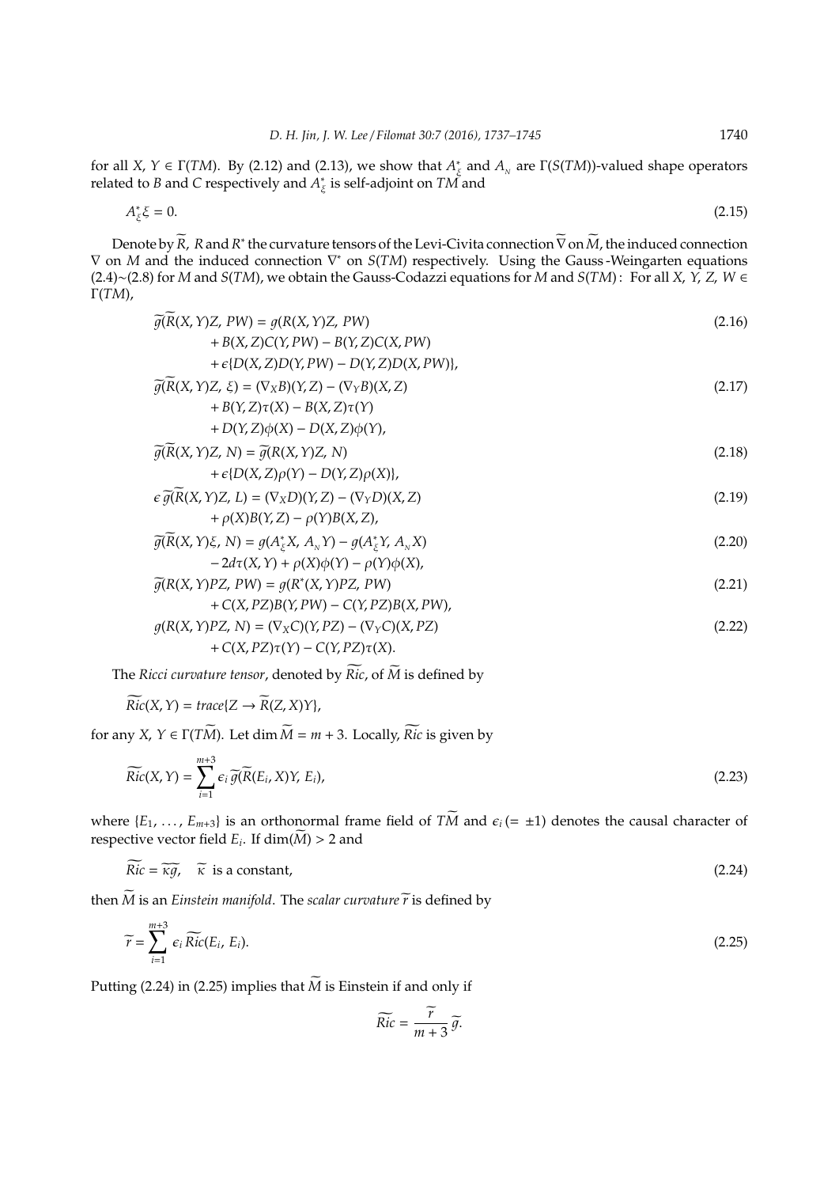for all $X, Y \in \Gamma(TM)$. By (2.12) and (2.13), we show that $A^*_\xi$ and $A_{_N}$ are $\Gamma(S(TM))$-valued shape operators related to $B$ and $C$ respectively and $A^*_\xi$ is self-adjoint on $TM$ and

$$A^*_\xi \xi = 0. \tag{2.15}$$

Denote by $\widetilde{R}$, $R$ and $R^*$ the curvature tensors of the Levi-Civita connection $\widetilde{\nabla}$ on $\widetilde{M}$, the induced connection $\nabla$ on $M$ and the induced connection $\nabla^*$ on $S(TM)$ respectively. Using the Gauss-Weingarten equations (2.4)~(2.8) for $M$ and $S(TM)$, we obtain the Gauss-Codazzi equations for $M$ and $S(TM)$: For all $X, Y, Z, W \in \Gamma(TM)$,

$$\begin{aligned}
\widetilde{g}(\widetilde{R}(X, Y)Z, PW) &= g(R(X, Y)Z, PW) \\
&\quad + B(X, Z)C(Y, PW) - B(Y, Z)C(X, PW) \\
&\quad + \epsilon\{D(X, Z)D(Y, PW) - D(Y, Z)D(X, PW)\},
\end{aligned} \tag{2.16}$$

$$\begin{aligned}
\widetilde{g}(\widetilde{R}(X, Y)Z, \xi) &= (\nabla_X B)(Y, Z) - (\nabla_Y B)(X, Z) \\
&\quad + B(Y, Z)\tau(X) - B(X, Z)\tau(Y) \\
&\quad + D(Y, Z)\phi(X) - D(X, Z)\phi(Y),
\end{aligned} \tag{2.17}$$

$$\begin{aligned}
\widetilde{g}(\widetilde{R}(X, Y)Z, N) &= \widetilde{g}(R(X, Y)Z, N) \\
&\quad + \epsilon\{D(X, Z)\rho(Y) - D(Y, Z)\rho(X)\},
\end{aligned} \tag{2.18}$$

$$\begin{aligned}
\epsilon\, \widetilde{g}(\widetilde{R}(X, Y)Z, L) &= (\nabla_X D)(Y, Z) - (\nabla_Y D)(X, Z) \\
&\quad + \rho(X)B(Y, Z) - \rho(Y)B(X, Z),
\end{aligned} \tag{2.19}$$

$$\begin{aligned}
\widetilde{g}(\widetilde{R}(X, Y)\xi, N) &= g(A^*_\xi X, A_{_N} Y) - g(A^*_\xi Y, A_{_N} X) \\
&\quad - 2d\tau(X, Y) + \rho(X)\phi(Y) - \rho(Y)\phi(X),
\end{aligned} \tag{2.20}$$

$$\begin{aligned}
\widetilde{g}(R(X, Y)PZ, PW) &= g(R^*(X, Y)PZ, PW) \\
&\quad + C(X, PZ)B(Y, PW) - C(Y, PZ)B(X, PW),
\end{aligned} \tag{2.21}$$

$$\begin{aligned}
g(R(X, Y)PZ, N) &= (\nabla_X C)(Y, PZ) - (\nabla_Y C)(X, PZ) \\
&\quad + C(X, PZ)\tau(Y) - C(Y, PZ)\tau(X).
\end{aligned} \tag{2.22}$$

The *Ricci curvature tensor*, denoted by $\widetilde{Ric}$, of $\widetilde{M}$ is defined by

$$\widetilde{Ric}(X, Y) = trace\{Z \rightarrow \widetilde{R}(Z, X)Y\},$$

for any $X, Y \in \Gamma(T\widetilde{M})$. Let $\dim \widetilde{M} = m + 3$. Locally, $\widetilde{Ric}$ is given by

$$\widetilde{Ric}(X, Y) = \sum_{i=1}^{m+3} \epsilon_i\, \widetilde{g}(\widetilde{R}(E_i, X)Y, E_i), \tag{2.23}$$

where $\{E_1, \ldots, E_{m+3}\}$ is an orthonormal frame field of $T\widetilde{M}$ and $\epsilon_i\,(= \pm 1)$ denotes the causal character of respective vector field $E_i$. If $\dim(\widetilde{M}) > 2$ and

$$\widetilde{Ric} = \widetilde{\kappa g}, \quad \widetilde{\kappa} \text{ is a constant}, \tag{2.24}$$

then $\widetilde{M}$ is an *Einstein manifold*. The *scalar curvature* $\widetilde{r}$ is defined by

$$\widetilde{r} = \sum_{i=1}^{m+3} \epsilon_i\, \widetilde{Ric}(E_i, E_i). \tag{2.25}$$

Putting (2.24) in (2.25) implies that $\widetilde{M}$ is Einstein if and only if

$$\widetilde{Ric} = \frac{\widetilde{r}}{m+3}\, \widetilde{g}.$$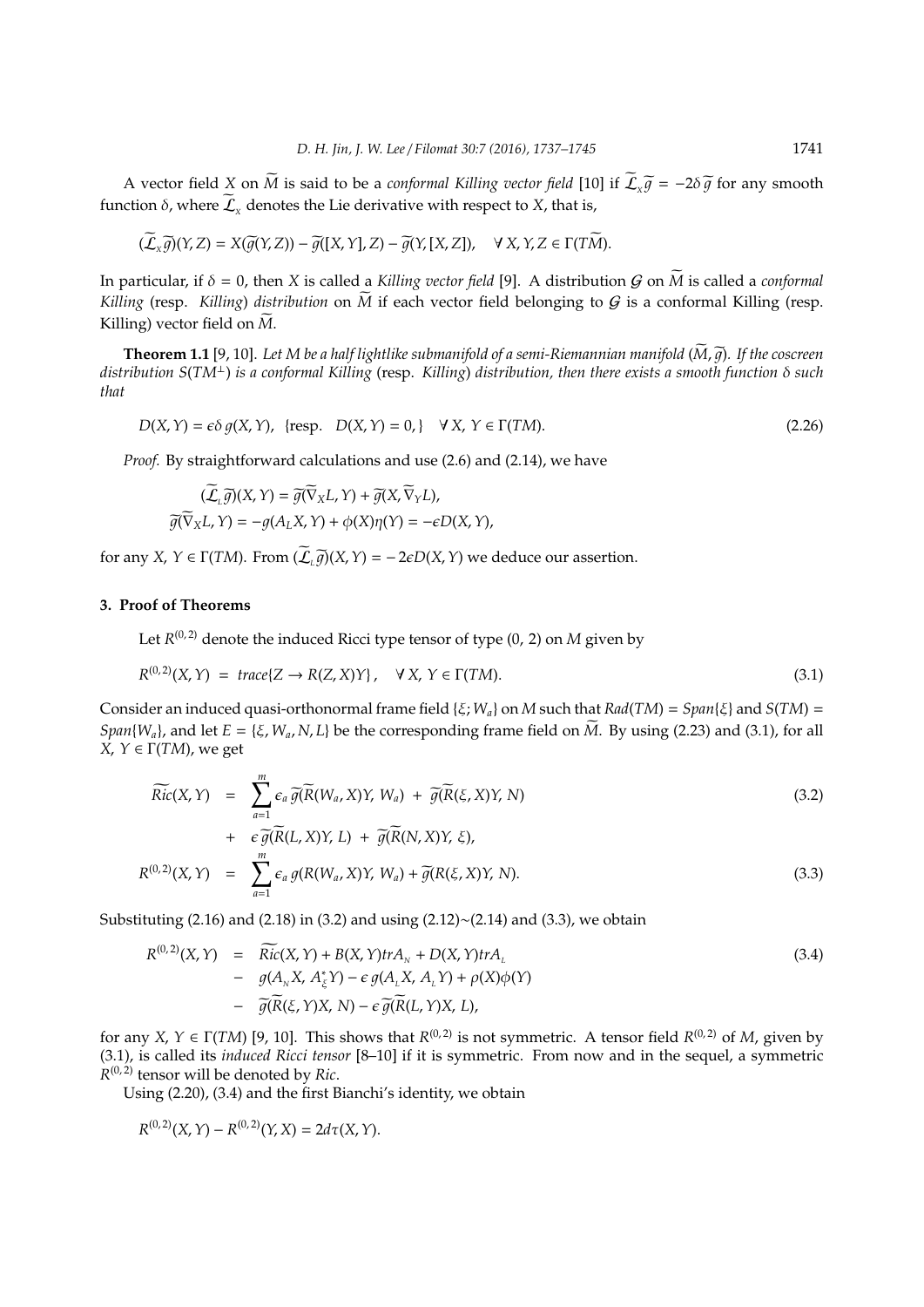A vector field $X$ on $\widetilde{M}$ is said to be a *conformal Killing vector field* [10] if $\widetilde{\mathcal{L}}_X \widetilde{g} = -2\delta\, \widetilde{g}$ for any smooth function $\delta$, where $\widetilde{\mathcal{L}}_X$ denotes the Lie derivative with respect to $X$, that is,

$$(\widetilde{\mathcal{L}}_X \widetilde{g})(Y, Z) = X(\widetilde{g}(Y, Z)) - \widetilde{g}([X, Y], Z) - \widetilde{g}(Y, [X, Z]), \quad \forall\, X, Y, Z \in \Gamma(T\widetilde{M}).$$

In particular, if $\delta = 0$, then $X$ is called a *Killing vector field* [9]. A distribution $\mathcal{G}$ on $\widetilde{M}$ is called a *conformal Killing* (resp. *Killing*) *distribution* on $\widetilde{M}$ if each vector field belonging to $\mathcal{G}$ is a conformal Killing (resp. Killing) vector field on $\widetilde{M}$.

**Theorem 1.1** [9, 10]. *Let $M$ be a half lightlike submanifold of a semi-Riemannian manifold $(\widetilde{M}, \widetilde{g})$. If the coscreen distribution $S(TM^{\perp})$ is a conformal Killing* (resp. *Killing*) *distribution, then there exists a smooth function $\delta$ such that*

$$D(X, Y) = \epsilon\delta\, g(X, Y), \quad \{\text{resp.} \quad D(X, Y) = 0,\} \quad \forall\, X,\, Y \in \Gamma(TM). \tag{2.26}$$

*Proof.* By straightforward calculations and use (2.6) and (2.14), we have

$$(\widetilde{\mathcal{L}}_L \widetilde{g})(X, Y) = \widetilde{g}(\widetilde{\nabla}_X L, Y) + \widetilde{g}(X, \widetilde{\nabla}_Y L),$$
$$\widetilde{g}(\widetilde{\nabla}_X L, Y) = -g(A_L X, Y) + \phi(X)\eta(Y) = -\epsilon D(X, Y),$$

for any $X,\, Y \in \Gamma(TM)$. From $(\widetilde{\mathcal{L}}_L \widetilde{g})(X, Y) = -\,2\epsilon D(X, Y)$ we deduce our assertion.

## 3. Proof of Theorems

Let $R^{(0,2)}$ denote the induced Ricci type tensor of type $(0, 2)$ on $M$ given by

$$R^{(0,2)}(X, Y) \;=\; trace\{Z \to R(Z, X)Y\}\,, \quad \forall\, X,\, Y \in \Gamma(TM). \tag{3.1}$$

Consider an induced quasi-orthonormal frame field $\{\xi; W_a\}$ on $M$ such that $Rad(TM) = Span\{\xi\}$ and $S(TM) = Span\{W_a\}$, and let $E = \{\xi, W_a, N, L\}$ be the corresponding frame field on $\widetilde{M}$. By using (2.23) and (3.1), for all $X,\, Y \in \Gamma(TM)$, we get

$$\begin{aligned}
\widetilde{Ric}(X, Y) \;&=\; \sum_{a=1}^{m} \epsilon_a\, \widetilde{g}(\widetilde{R}(W_a, X)Y,\, W_a) \;+\; \widetilde{g}(\widetilde{R}(\xi, X)Y,\, N) \\
&\quad +\; \epsilon\, \widetilde{g}(\widetilde{R}(L, X)Y,\, L) \;+\; \widetilde{g}(\widetilde{R}(N, X)Y,\, \xi),
\end{aligned} \tag{3.2}$$

$$R^{(0,2)}(X, Y) \;=\; \sum_{a=1}^{m} \epsilon_a\, g(R(W_a, X)Y,\, W_a) + \widetilde{g}(R(\xi, X)Y,\, N). \tag{3.3}$$

Substituting (2.16) and (2.18) in (3.2) and using (2.12)~(2.14) and (3.3), we obtain

$$\begin{aligned}
R^{(0,2)}(X, Y) \;&=\; \widetilde{Ric}(X, Y) + B(X, Y) trA_N + D(X, Y) trA_L \\
&\quad -\; g(A_N X,\, A^*_\xi Y) - \epsilon\, g(A_L X,\, A_L Y) + \rho(X)\phi(Y) \\
&\quad -\; \widetilde{g}(\widetilde{R}(\xi, Y)X,\, N) - \epsilon\, \widetilde{g}(\widetilde{R}(L, Y)X,\, L),
\end{aligned} \tag{3.4}$$

for any $X,\, Y \in \Gamma(TM)$ [9, 10]. This shows that $R^{(0,2)}$ is not symmetric. A tensor field $R^{(0,2)}$ of $M$, given by (3.1), is called its *induced Ricci tensor* [8–10] if it is symmetric. From now and in the sequel, a symmetric $R^{(0,2)}$ tensor will be denoted by $Ric$.

Using (2.20), (3.4) and the first Bianchi's identity, we obtain

$$R^{(0,2)}(X, Y) - R^{(0,2)}(Y, X) = 2d\tau(X, Y).$$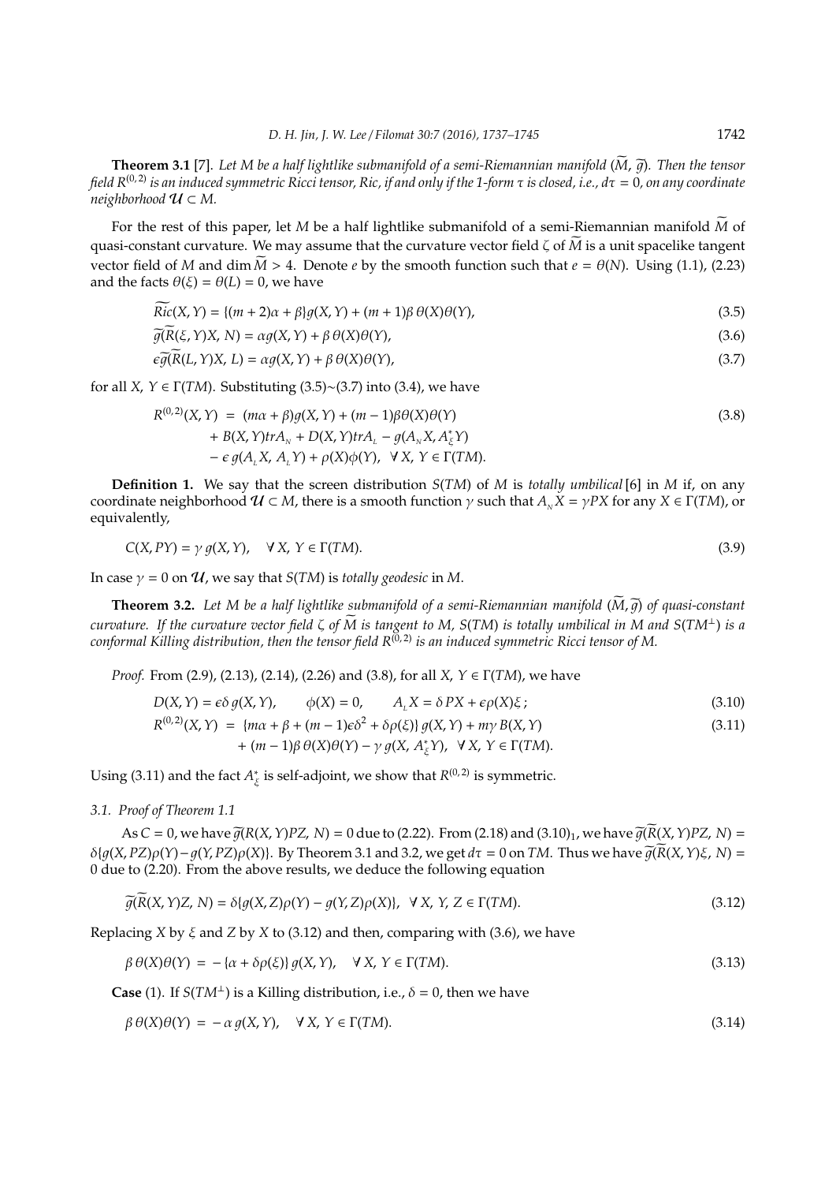**Theorem 3.1** [7]. *Let $M$ be a half lightlike submanifold of a semi-Riemannian manifold $(\widetilde{M}, \widetilde{g})$. Then the tensor field $R^{(0,2)}$ is an induced symmetric Ricci tensor, $Ric$, if and only if the 1-form $\tau$ is closed, i.e., $d\tau = 0$, on any coordinate neighborhood $\mathcal{U} \subset M$.*

For the rest of this paper, let $M$ be a half lightlike submanifold of a semi-Riemannian manifold $\widetilde{M}$ of quasi-constant curvature. We may assume that the curvature vector field $\zeta$ of $\widetilde{M}$ is a unit spacelike tangent vector field of $M$ and $\dim \widetilde{M} > 4$. Denote $e$ by the smooth function such that $e = \theta(N)$. Using (1.1), (2.23) and the facts $\theta(\xi) = \theta(L) = 0$, we have

$$\widetilde{Ric}(X, Y) = \{(m+2)\alpha + \beta\} g(X, Y) + (m+1)\beta\, \theta(X)\theta(Y), \tag{3.5}$$

$$\widetilde{g}(\widetilde{R}(\xi, Y)X, N) = \alpha g(X, Y) + \beta\, \theta(X)\theta(Y), \tag{3.6}$$

$$\epsilon\widetilde{g}(\widetilde{R}(L, Y)X, L) = \alpha g(X, Y) + \beta\, \theta(X)\theta(Y), \tag{3.7}$$

for all $X, Y \in \Gamma(TM)$. Substituting (3.5)~(3.7) into (3.4), we have

$$\begin{aligned} R^{(0,2)}(X, Y) \;=\; & (m\alpha + \beta) g(X, Y) + (m-1)\beta\theta(X)\theta(Y) \\ & + B(X, Y) tr A_{N} + D(X, Y) tr A_{L} - g(A_{N}X, A^{*}_{\xi}Y) \\ & - \epsilon\, g(A_{L}X, A_{L}Y) + \rho(X)\phi(Y), \;\; \forall\, X, Y \in \Gamma(TM). \end{aligned} \tag{3.8}$$

**Definition 1.** We say that the screen distribution $S(TM)$ of $M$ is *totally umbilical* [6] in $M$ if, on any coordinate neighborhood $\mathcal{U} \subset M$, there is a smooth function $\gamma$ such that $A_{N}X = \gamma PX$ for any $X \in \Gamma(TM)$, or equivalently,

$$C(X, PY) = \gamma\, g(X, Y), \quad \forall\, X, Y \in \Gamma(TM). \tag{3.9}$$

In case $\gamma = 0$ on $\mathcal{U}$, we say that $S(TM)$ is *totally geodesic* in $M$.

**Theorem 3.2.** *Let $M$ be a half lightlike submanifold of a semi-Riemannian manifold $(\widetilde{M}, \widetilde{g})$ of quasi-constant curvature. If the curvature vector field $\zeta$ of $\widetilde{M}$ is tangent to $M$, $S(TM)$ is totally umbilical in $M$ and $S(TM^{\perp})$ is a conformal Killing distribution, then the tensor field $R^{(0,2)}$ is an induced symmetric Ricci tensor of $M$.*

*Proof.* From (2.9), (2.13), (2.14), (2.26) and (3.8), for all $X, Y \in \Gamma(TM)$, we have

$$D(X, Y) = \epsilon\delta\, g(X, Y), \qquad \phi(X) = 0, \qquad A_{L}X = \delta\, PX + \epsilon\rho(X)\xi\,; \tag{3.10}$$

$$\begin{aligned} R^{(0,2)}(X, Y) \;=\; & \{m\alpha + \beta + (m-1)\epsilon\delta^2 + \delta\rho(\xi)\}\, g(X, Y) + m\gamma\, B(X, Y) \\ & + (m-1)\beta\, \theta(X)\theta(Y) - \gamma\, g(X, A^{*}_{\xi}Y), \;\; \forall\, X, Y \in \Gamma(TM). \end{aligned} \tag{3.11}$$

Using (3.11) and the fact $A^{*}_{\xi}$ is self-adjoint, we show that $R^{(0,2)}$ is symmetric.

### 3.1. Proof of Theorem 1.1

As $C = 0$, we have $\widetilde{g}(R(X, Y)PZ, N) = 0$ due to (2.22). From (2.18) and $(3.10)_1$, we have $\widetilde{g}(\widetilde{R}(X, Y)PZ, N) = \delta\{g(X, PZ)\rho(Y) - g(Y, PZ)\rho(X)\}$. By Theorem 3.1 and 3.2, we get $d\tau = 0$ on $TM$. Thus we have $\widetilde{g}(\widetilde{R}(X, Y)\xi, N) = 0$ due to (2.20). From the above results, we deduce the following equation

$$\widetilde{g}(\widetilde{R}(X, Y)Z, N) = \delta\{g(X, Z)\rho(Y) - g(Y, Z)\rho(X)\}, \;\; \forall\, X, Y, Z \in \Gamma(TM). \tag{3.12}$$

Replacing $X$ by $\xi$ and $Z$ by $X$ to (3.12) and then, comparing with (3.6), we have

$$\beta\, \theta(X)\theta(Y) \;=\; -\{\alpha + \delta\rho(\xi)\}\, g(X, Y), \quad \forall\, X, Y \in \Gamma(TM). \tag{3.13}$$

**Case** (1). If $S(TM^{\perp})$ is a Killing distribution, i.e., $\delta = 0$, then we have

$$\beta\, \theta(X)\theta(Y) \;=\; -\,\alpha\, g(X, Y), \quad \forall\, X, Y \in \Gamma(TM). \tag{3.14}$$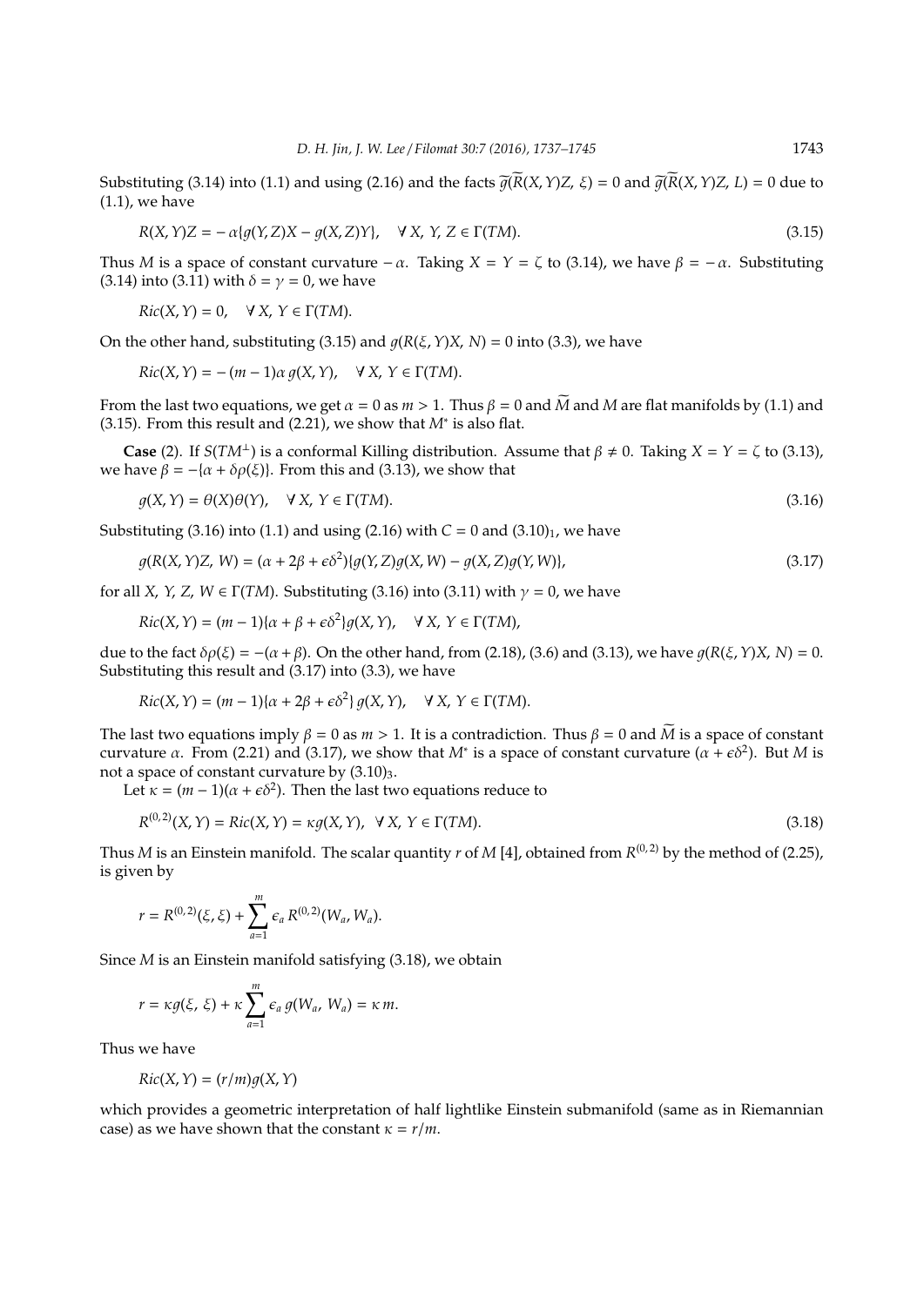Substituting (3.14) into (1.1) and using (2.16) and the facts $\widetilde{g}(\widetilde{R}(X, Y)Z, \xi) = 0$ and $\widetilde{g}(\widetilde{R}(X, Y)Z, L) = 0$ due to (1.1), we have

$$R(X, Y)Z = -\alpha\{g(Y, Z)X - g(X, Z)Y\}, \quad \forall\, X, Y, Z \in \Gamma(TM). \tag{3.15}$$

Thus $M$ is a space of constant curvature $-\alpha$. Taking $X = Y = \zeta$ to (3.14), we have $\beta = -\alpha$. Substituting (3.14) into (3.11) with $\delta = \gamma = 0$, we have

$$Ric(X, Y) = 0, \quad \forall\, X, Y \in \Gamma(TM).$$

On the other hand, substituting (3.15) and $g(R(\xi, Y)X, N) = 0$ into (3.3), we have

$$Ric(X, Y) = -(m-1)\alpha\, g(X, Y), \quad \forall\, X, Y \in \Gamma(TM).$$

From the last two equations, we get $\alpha = 0$ as $m > 1$. Thus $\beta = 0$ and $\widetilde{M}$ and $M$ are flat manifolds by (1.1) and (3.15). From this result and (2.21), we show that $M^*$ is also flat.

**Case** (2). If $S(TM^{\perp})$ is a conformal Killing distribution. Assume that $\beta \neq 0$. Taking $X = Y = \zeta$ to (3.13), we have $\beta = -\{\alpha + \delta\rho(\xi)\}$. From this and (3.13), we show that

$$g(X, Y) = \theta(X)\theta(Y), \quad \forall\, X, Y \in \Gamma(TM). \tag{3.16}$$

Substituting (3.16) into (1.1) and using (2.16) with $C = 0$ and $(3.10)_1$, we have

$$g(R(X, Y)Z, W) = (\alpha + 2\beta + \epsilon\delta^2)\{g(Y, Z)g(X, W) - g(X, Z)g(Y, W)\}, \tag{3.17}$$

for all $X, Y, Z, W \in \Gamma(TM)$. Substituting (3.16) into (3.11) with $\gamma = 0$, we have

$$Ric(X, Y) = (m-1)\{\alpha + \beta + \epsilon\delta^2\}g(X, Y), \quad \forall\, X, Y \in \Gamma(TM),$$

due to the fact $\delta\rho(\xi) = -(\alpha + \beta)$. On the other hand, from (2.18), (3.6) and (3.13), we have $g(R(\xi, Y)X, N) = 0$. Substituting this result and (3.17) into (3.3), we have

$$Ric(X, Y) = (m-1)\{\alpha + 2\beta + \epsilon\delta^2\}\, g(X, Y), \quad \forall\, X, Y \in \Gamma(TM).$$

The last two equations imply $\beta = 0$ as $m > 1$. It is a contradiction. Thus $\beta = 0$ and $\widetilde{M}$ is a space of constant curvature $\alpha$. From (2.21) and (3.17), we show that $M^*$ is a space of constant curvature $(\alpha + \epsilon\delta^2)$. But $M$ is not a space of constant curvature by $(3.10)_3$.

Let $\kappa = (m-1)(\alpha + \epsilon\delta^2)$. Then the last two equations reduce to

$$R^{(0,2)}(X, Y) = Ric(X, Y) = \kappa g(X, Y), \quad \forall\, X, Y \in \Gamma(TM). \tag{3.18}$$

Thus $M$ is an Einstein manifold. The scalar quantity $r$ of $M$ [4], obtained from $R^{(0,2)}$ by the method of (2.25), is given by

$$r = R^{(0,2)}(\xi, \xi) + \sum_{a=1}^{m} \epsilon_a R^{(0,2)}(W_a, W_a).$$

Since $M$ is an Einstein manifold satisfying (3.18), we obtain

$$r = \kappa g(\xi, \xi) + \kappa \sum_{a=1}^{m} \epsilon_a\, g(W_a, W_a) = \kappa\, m.$$

Thus we have

$$Ric(X, Y) = (r/m)g(X, Y)$$

which provides a geometric interpretation of half lightlike Einstein submanifold (same as in Riemannian case) as we have shown that the constant $\kappa = r/m$.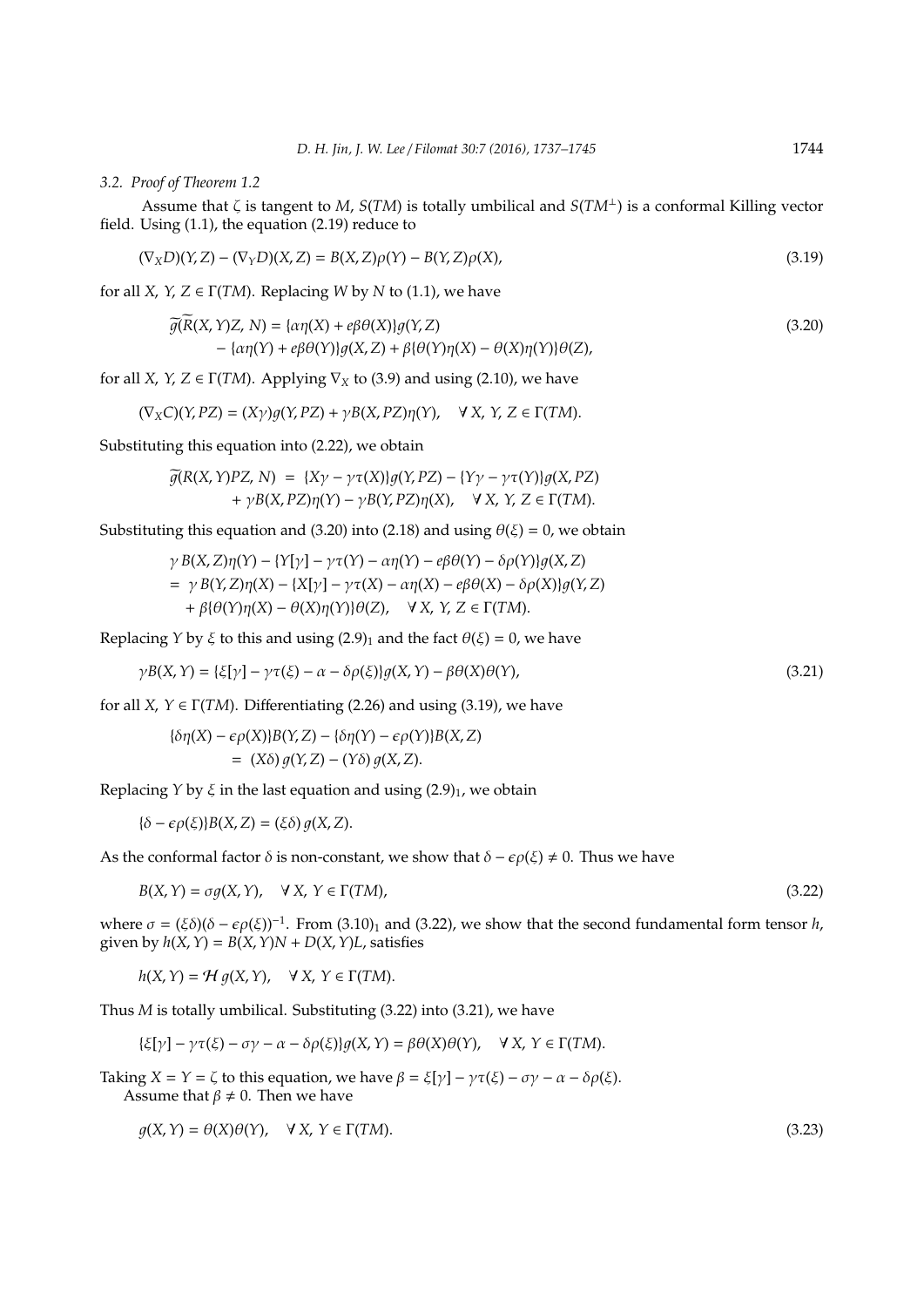### 3.2. Proof of Theorem 1.2

Assume that $\zeta$ is tangent to $M$, $S(TM)$ is totally umbilical and $S(TM^{\perp})$ is a conformal Killing vector field. Using (1.1), the equation (2.19) reduce to

$$(\nabla_X D)(Y, Z) - (\nabla_Y D)(X, Z) = B(X, Z)\rho(Y) - B(Y, Z)\rho(X), \tag{3.19}$$

for all $X, Y, Z \in \Gamma(TM)$. Replacing $W$ by $N$ to (1.1), we have

$$\begin{aligned}\widetilde{g}(\widetilde{R}(X, Y)Z, N) &= \{\alpha\eta(X) + e\beta\theta(X)\}g(Y, Z) \\ &\quad - \{\alpha\eta(Y) + e\beta\theta(Y)\}g(X, Z) + \beta\{\theta(Y)\eta(X) - \theta(X)\eta(Y)\}\theta(Z),\end{aligned} \tag{3.20}$$

for all $X, Y, Z \in \Gamma(TM)$. Applying $\nabla_X$ to (3.9) and using (2.10), we have

$$(\nabla_X C)(Y, PZ) = (X\gamma)g(Y, PZ) + \gamma B(X, PZ)\eta(Y), \quad \forall\, X, Y, Z \in \Gamma(TM).$$

Substituting this equation into (2.22), we obtain

$$\begin{aligned}\widetilde{g}(R(X, Y)PZ, N) \;=\; &\{X\gamma - \gamma\tau(X)\}g(Y, PZ) - \{Y\gamma - \gamma\tau(Y)\}g(X, PZ) \\ &+ \gamma B(X, PZ)\eta(Y) - \gamma B(Y, PZ)\eta(X), \quad \forall\, X, Y, Z \in \Gamma(TM).\end{aligned}$$

Substituting this equation and (3.20) into (2.18) and using $\theta(\xi) = 0$, we obtain

$$\begin{aligned}&\gamma\, B(X, Z)\eta(Y) - \{Y[\gamma] - \gamma\tau(Y) - \alpha\eta(Y) - e\beta\theta(Y) - \delta\rho(Y)\}g(X, Z) \\ &= \gamma\, B(Y, Z)\eta(X) - \{X[\gamma] - \gamma\tau(X) - \alpha\eta(X) - e\beta\theta(X) - \delta\rho(X)\}g(Y, Z) \\ &\quad + \beta\{\theta(Y)\eta(X) - \theta(X)\eta(Y)\}\theta(Z), \quad \forall\, X, Y, Z \in \Gamma(TM).\end{aligned}$$

Replacing $Y$ by $\xi$ to this and using $(2.9)_1$ and the fact $\theta(\xi) = 0$, we have

$$\gamma B(X, Y) = \{\xi[\gamma] - \gamma\tau(\xi) - \alpha - \delta\rho(\xi)\}g(X, Y) - \beta\theta(X)\theta(Y), \tag{3.21}$$

for all $X, Y \in \Gamma(TM)$. Differentiating (2.26) and using (3.19), we have

$$\begin{aligned}&\{\delta\eta(X) - \epsilon\rho(X)\}B(Y, Z) - \{\delta\eta(Y) - \epsilon\rho(Y)\}B(X, Z) \\ &= (X\delta)\, g(Y, Z) - (Y\delta)\, g(X, Z).\end{aligned}$$

Replacing $Y$ by $\xi$ in the last equation and using $(2.9)_1$, we obtain

$$\{\delta - \epsilon\rho(\xi)\}B(X, Z) = (\xi\delta)\, g(X, Z).$$

As the conformal factor $\delta$ is non-constant, we show that $\delta - \epsilon\rho(\xi) \neq 0$. Thus we have

$$B(X, Y) = \sigma g(X, Y), \quad \forall\, X, Y \in \Gamma(TM), \tag{3.22}$$

where $\sigma = (\xi\delta)(\delta - \epsilon\rho(\xi))^{-1}$. From $(3.10)_1$ and (3.22), we show that the second fundamental form tensor $h$, given by $h(X, Y) = B(X, Y)N + D(X, Y)L$, satisfies

$$h(X, Y) = \mathcal{H}\, g(X, Y), \quad \forall\, X, Y \in \Gamma(TM).$$

Thus $M$ is totally umbilical. Substituting (3.22) into (3.21), we have

$$\{\xi[\gamma] - \gamma\tau(\xi) - \sigma\gamma - \alpha - \delta\rho(\xi)\}g(X, Y) = \beta\theta(X)\theta(Y), \quad \forall\, X, Y \in \Gamma(TM).$$

Taking $X = Y = \zeta$ to this equation, we have $\beta = \xi[\gamma] - \gamma\tau(\xi) - \sigma\gamma - \alpha - \delta\rho(\xi)$.

Assume that $\beta \neq 0$. Then we have

$$g(X, Y) = \theta(X)\theta(Y), \quad \forall\, X, Y \in \Gamma(TM). \tag{3.23}$$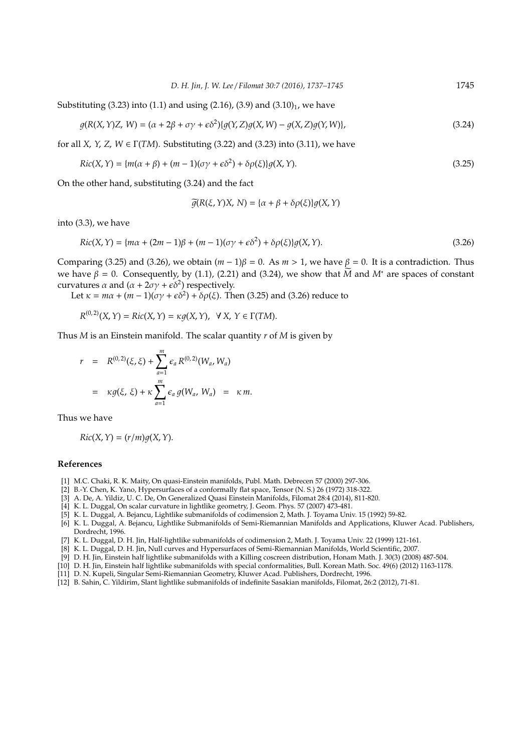Substituting (3.23) into (1.1) and using (2.16), (3.9) and $(3.10)_1$, we have

$$g(R(X,Y)Z,\, W) = (\alpha + 2\beta + \sigma\gamma + \epsilon\delta^2)\{g(Y,Z)g(X,W) - g(X,Z)g(Y,W)\}, \tag{3.24}$$

for all $X,\, Y,\, Z,\, W \in \Gamma(TM)$. Substituting (3.22) and (3.23) into (3.11), we have

$$Ric(X,Y) = \{m(\alpha + \beta) + (m-1)(\sigma\gamma + \epsilon\delta^2) + \delta\rho(\xi)\}g(X,Y). \tag{3.25}$$

On the other hand, substituting (3.24) and the fact

$$\widetilde{g}(R(\xi,Y)X,\, N) = \{\alpha + \beta + \delta\rho(\xi)\}g(X,Y)$$

into (3.3), we have

$$Ric(X,Y) = \{m\alpha + (2m-1)\beta + (m-1)(\sigma\gamma + \epsilon\delta^2) + \delta\rho(\xi)\}g(X,Y). \tag{3.26}$$

Comparing (3.25) and (3.26), we obtain $(m-1)\beta = 0$. As $m > 1$, we have $\beta = 0$. It is a contradiction. Thus we have $\beta = 0$. Consequently, by (1.1), (2.21) and (3.24), we show that $\widetilde{M}$ and $M^*$ are spaces of constant curvatures $\alpha$ and $(\alpha + 2\sigma\gamma + \epsilon\delta^2)$ respectively.

Let $\kappa = m\alpha + (m-1)(\sigma\gamma + \epsilon\delta^2) + \delta\rho(\xi)$. Then (3.25) and (3.26) reduce to

$$R^{(0,2)}(X,Y) = Ric(X,Y) = \kappa g(X,Y), \quad \forall\, X,\, Y \in \Gamma(TM).$$

Thus $M$ is an Einstein manifold. The scalar quantity $r$ of $M$ is given by

$$\begin{aligned} r &= R^{(0,2)}(\xi,\xi) + \sum_{a=1}^{m} \epsilon_a R^{(0,2)}(W_a, W_a) \\ &= \kappa g(\xi,\, \xi) + \kappa \sum_{a=1}^{m} \epsilon_a\, g(W_a,\, W_a) \;=\; \kappa\, m. \end{aligned}$$

Thus we have

$$Ric(X,Y) = (r/m)g(X,Y).$$

## References

[1] M.C. Chaki, R. K. Maity, On quasi-Einstein manifolds, Publ. Math. Debrecen 57 (2000) 297-306.

[2] B.-Y. Chen, K. Yano, Hypersurfaces of a conformally flat space, Tensor (N. S.) 26 (1972) 318-322.

[3] A. De, A. Yildiz, U. C. De, On Generalized Quasi Einstein Manifolds, Filomat 28:4 (2014), 811-820.

[4] K. L. Duggal, On scalar curvature in lightlike geometry, J. Geom. Phys. 57 (2007) 473-481.

[5] K. L. Duggal, A. Bejancu, Lightlike submanifolds of codimension 2, Math. J. Toyama Univ. 15 (1992) 59-82.

[6] K. L. Duggal, A. Bejancu, Lightlike Submanifolds of Semi-Riemannian Manifolds and Applications, Kluwer Acad. Publishers, Dordrecht, 1996.

[7] K. L. Duggal, D. H. Jin, Half-lightlike submanifolds of codimension 2, Math. J. Toyama Univ. 22 (1999) 121-161.

[8] K. L. Duggal, D. H. Jin, Null curves and Hypersurfaces of Semi-Riemannian Manifolds, World Scientific, 2007.

[9] D. H. Jin, Einstein half lightlike submanifolds with a Killing coscreen distribution, Honam Math. J. 30(3) (2008) 487-504.

[10] D. H. Jin, Einstein half lightlike submanifolds with special conformalities, Bull. Korean Math. Soc. 49(6) (2012) 1163-1178.

[11] D. N. Kupeli, Singular Semi-Riemannian Geometry, Kluwer Acad. Publishers, Dordrecht, 1996.

[12] B. Sahin, C. Yildirim, Slant lightlike submanifolds of indefinite Sasakian manifolds, Filomat, 26:2 (2012), 71-81.